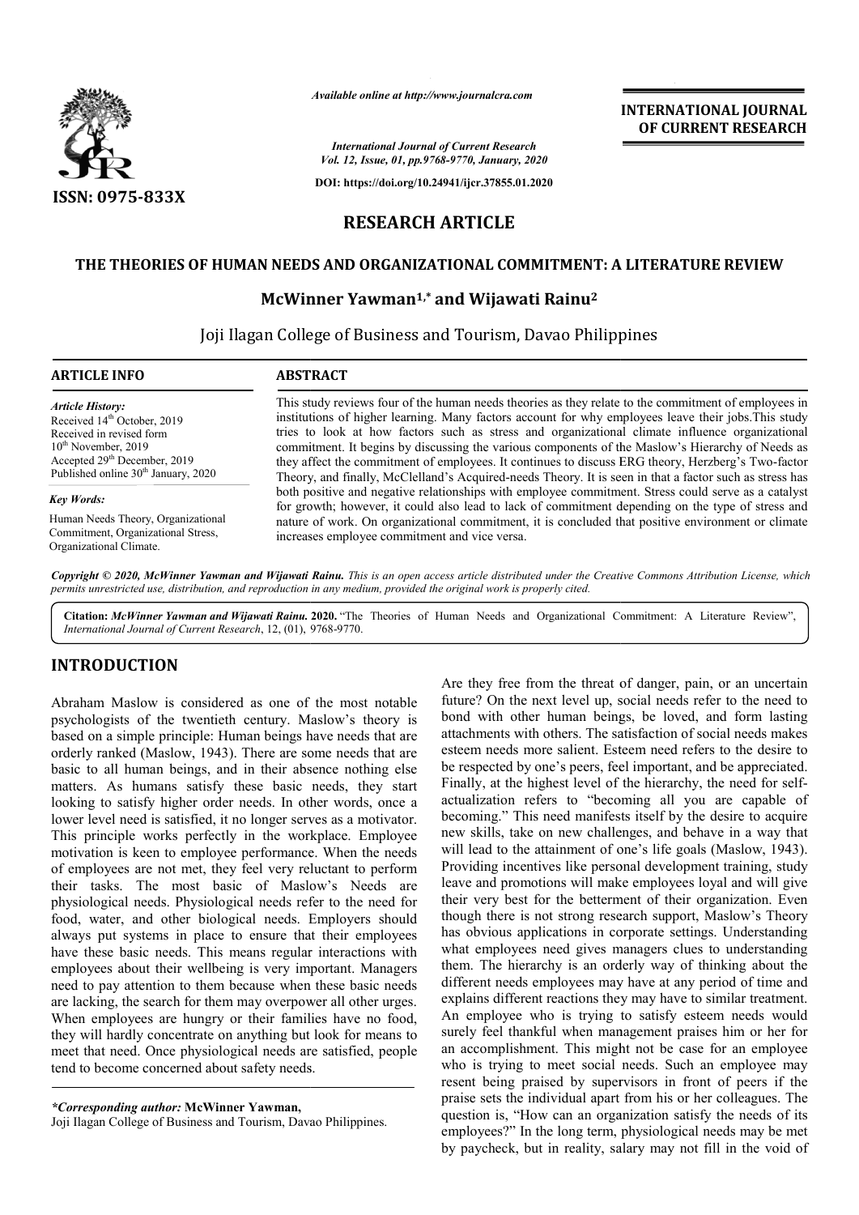# RESEARCH ARTICLE

## THE THEORIES OF HUMAN NEEDS AND ORGANIZATIONAL COMMITMENT: A LITERATURE REVIEW

**McWinner Yawman[1,*] and Wijawati Rainu[2]**

Joji Ilagan College of Business and Tourism, Davao Philippines

### ARTICLE INFO

*Article History:*
Received 14th October, 2019
Received in revised form
10th November, 2019
Accepted 29th December, 2019
Published online 30th January, 2020

*Key Words:*
Human Needs Theory, Organizational Commitment, Organizational Stress, Organizational Climate.

### ABSTRACT

This study reviews four of the human needs theories as they relate to the commitment of employees in institutions of higher learning. Many factors account for why employees leave their jobs.This study tries to look at how factors such as stress and organizational climate influence organizational commitment. It begins by discussing the various components of the Maslow's Hierarchy of Needs as they affect the commitment of employees. It continues to discuss ERG theory, Herzberg's Two-factor Theory, and finally, McClelland's Acquired-needs Theory. It is seen in that a factor such as stress has both positive and negative relationships with employee commitment. Stress could serve as a catalyst for growth; however, it could also lead to lack of commitment depending on the type of stress and nature of work. On organizational commitment, it is concluded that positive environment or climate increases employee commitment and vice versa.

*Copyright © 2020, McWinner Yawman and Wijawati Rainu. This is an open access article distributed under the Creative Commons Attribution License, which permits unrestricted use, distribution, and reproduction in any medium, provided the original work is properly cited.*

**Citation:** *McWinner Yawman and Wijawati Rainu.* **2020.** "The Theories of Human Needs and Organizational Commitment: A Literature Review", *International Journal of Current Research*, 12, (01), 9768-9770.

## INTRODUCTION

Abraham Maslow is considered as one of the most notable psychologists of the twentieth century. Maslow's theory is based on a simple principle: Human beings have needs that are orderly ranked (Maslow, 1943). There are some needs that are basic to all human beings, and in their absence nothing else matters. As humans satisfy these basic needs, they start looking to satisfy higher order needs. In other words, once a lower level need is satisfied, it no longer serves as a motivator. This principle works perfectly in the workplace. Employee motivation is keen to employee performance. When the needs of employees are not met, they feel very reluctant to perform their tasks. The most basic of Maslow's Needs are physiological needs. Physiological needs refer to the need for food, water, and other biological needs. Employers should always put systems in place to ensure that their employees have these basic needs. This means regular interactions with employees about their wellbeing is very important. Managers need to pay attention to them because when these basic needs are lacking, the search for them may overpower all other urges. When employees are hungry or their families have no food, they will hardly concentrate on anything but look for means to meet that need. Once physiological needs are satisfied, people tend to become concerned about safety needs.

Are they free from the threat of danger, pain, or an uncertain future? On the next level up, social needs refer to the need to bond with other human beings, be loved, and form lasting attachments with others. The satisfaction of social needs makes esteem needs more salient. Esteem need refers to the desire to be respected by one's peers, feel important, and be appreciated. Finally, at the highest level of the hierarchy, the need for self-actualization refers to "becoming all you are capable of becoming." This need manifests itself by the desire to acquire new skills, take on new challenges, and behave in a way that will lead to the attainment of one's life goals (Maslow, 1943). Providing incentives like personal development training, study leave and promotions will make employees loyal and will give their very best for the betterment of their organization. Even though there is not strong research support, Maslow's Theory has obvious applications in corporate settings. Understanding what employees need gives managers clues to understanding them. The hierarchy is an orderly way of thinking about the different needs employees may have at any period of time and explains different reactions they may have to similar treatment. An employee who is trying to satisfy esteem needs would surely feel thankful when management praises him or her for an accomplishment. This might not be case for an employee who is trying to meet social needs. Such an employee may resent being praised by supervisors in front of peers if the praise sets the individual apart from his or her colleagues. The question is, "How can an organization satisfy the needs of its employees?" In the long term, physiological needs may be met by paycheck, but in reality, salary may not fill in the void of

*\*Corresponding author:* **McWinner Yawman,**
Joji Ilagan College of Business and Tourism, Davao Philippines.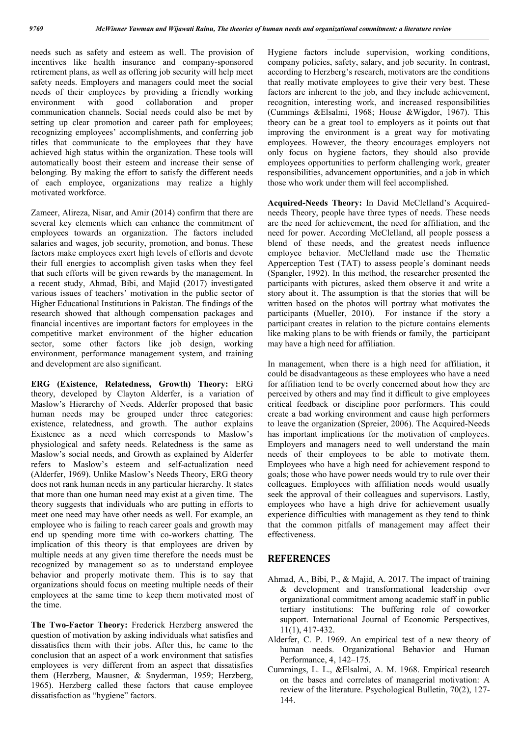needs such as safety and esteem as well. The provision of incentives like health insurance and company-sponsored retirement plans, as well as offering job security will help meet safety needs. Employers and managers could meet the social needs of their employees by providing a friendly working environment with good collaboration and proper communication channels. Social needs could also be met by setting up clear promotion and career path for employees; recognizing employees' accomplishments, and conferring job titles that communicate to the employees that they have achieved high status within the organization. These tools will automatically boost their esteem and increase their sense of belonging. By making the effort to satisfy the different needs of each employee, organizations may realize a highly motivated workforce.

Zameer, Alireza, Nisar, and Amir (2014) confirm that there are several key elements which can enhance the commitment of employees towards an organization. The factors included salaries and wages, job security, promotion, and bonus. These factors make employees exert high levels of efforts and devote their full energies to accomplish given tasks when they feel that such efforts will be given rewards by the management. In a recent study, Ahmad, Bibi, and Majid (2017) investigated various issues of teachers' motivation in the public sector of Higher Educational Institutions in Pakistan. The findings of the research showed that although compensation packages and financial incentives are important factors for employees in the competitive market environment of the higher education sector, some other factors like job design, working environment, performance management system, and training and development are also significant.

**ERG (Existence, Relatedness, Growth) Theory:** ERG theory, developed by Clayton Alderfer, is a variation of Maslow's Hierarchy of Needs. Alderfer proposed that basic human needs may be grouped under three categories: existence, relatedness, and growth. The author explains Existence as a need which corresponds to Maslow's physiological and safety needs. Relatedness is the same as Maslow's social needs, and Growth as explained by Alderfer refers to Maslow's esteem and self-actualization need (Alderfer, 1969). Unlike Maslow's Needs Theory, ERG theory does not rank human needs in any particular hierarchy. It states that more than one human need may exist at a given time. The theory suggests that individuals who are putting in efforts to meet one need may have other needs as well. For example, an employee who is failing to reach career goals and growth may end up spending more time with co-workers chatting. The implication of this theory is that employees are driven by multiple needs at any given time therefore the needs must be recognized by management so as to understand employee behavior and properly motivate them. This is to say that organizations should focus on meeting multiple needs of their employees at the same time to keep them motivated most of the time.

**The Two-Factor Theory:** Frederick Herzberg answered the question of motivation by asking individuals what satisfies and dissatisfies them with their jobs. After this, he came to the conclusion that an aspect of a work environment that satisfies employees is very different from an aspect that dissatisfies them (Herzberg, Mausner, & Snyderman, 1959; Herzberg, 1965). Herzberg called these factors that cause employee dissatisfaction as "hygiene" factors. Hygiene factors include supervision, working conditions, company policies, safety, salary, and job security. In contrast, according to Herzberg's research, motivators are the conditions that really motivate employees to give their very best. These factors are inherent to the job, and they include achievement, recognition, interesting work, and increased responsibilities (Cummings &Elsalmi, 1968; House &Wigdor, 1967). This theory can be a great tool to employers as it points out that improving the environment is a great way for motivating employees. However, the theory encourages employers not only focus on hygiene factors, they should also provide employees opportunities to perform challenging work, greater responsibilities, advancement opportunities, and a job in which those who work under them will feel accomplished.

**Acquired-Needs Theory:** In David McClelland's Acquired-needs Theory, people have three types of needs. These needs are the need for achievement, the need for affiliation, and the need for power. According McClelland, all people possess a blend of these needs, and the greatest needs influence employee behavior. McClelland made use the Thematic Apperception Test (TAT) to assess people's dominant needs (Spangler, 1992). In this method, the researcher presented the participants with pictures, asked them observe it and write a story about it. The assumption is that the stories that will be written based on the photos will portray what motivates the participants (Mueller, 2010). For instance if the story a participant creates in relation to the picture contains elements like making plans to be with friends or family, the participant may have a high need for affiliation.

In management, when there is a high need for affiliation, it could be disadvantageous as these employees who have a need for affiliation tend to be overly concerned about how they are perceived by others and may find it difficult to give employees critical feedback or discipline poor performers. This could create a bad working environment and cause high performers to leave the organization (Spreier, 2006). The Acquired-Needs has important implications for the motivation of employees. Employers and managers need to well understand the main needs of their employees to be able to motivate them. Employees who have a high need for achievement respond to goals; those who have power needs would try to rule over their colleagues. Employees with affiliation needs would usually seek the approval of their colleagues and supervisors. Lastly, employees who have a high drive for achievement usually experience difficulties with management as they tend to think that the common pitfalls of management may affect their effectiveness.

## REFERENCES

- Ahmad, A., Bibi, P., & Majid, A. 2017. The impact of training & development and transformational leadership over organizational commitment among academic staff in public tertiary institutions: The buffering role of coworker support. International Journal of Economic Perspectives, 11(1), 417-432.
- Alderfer, C. P. 1969. An empirical test of a new theory of human needs. Organizational Behavior and Human Performance, 4, 142–175.
- Cummings, L. L., &Elsalmi, A. M. 1968. Empirical research on the bases and correlates of managerial motivation: A review of the literature. Psychological Bulletin, 70(2), 127-144.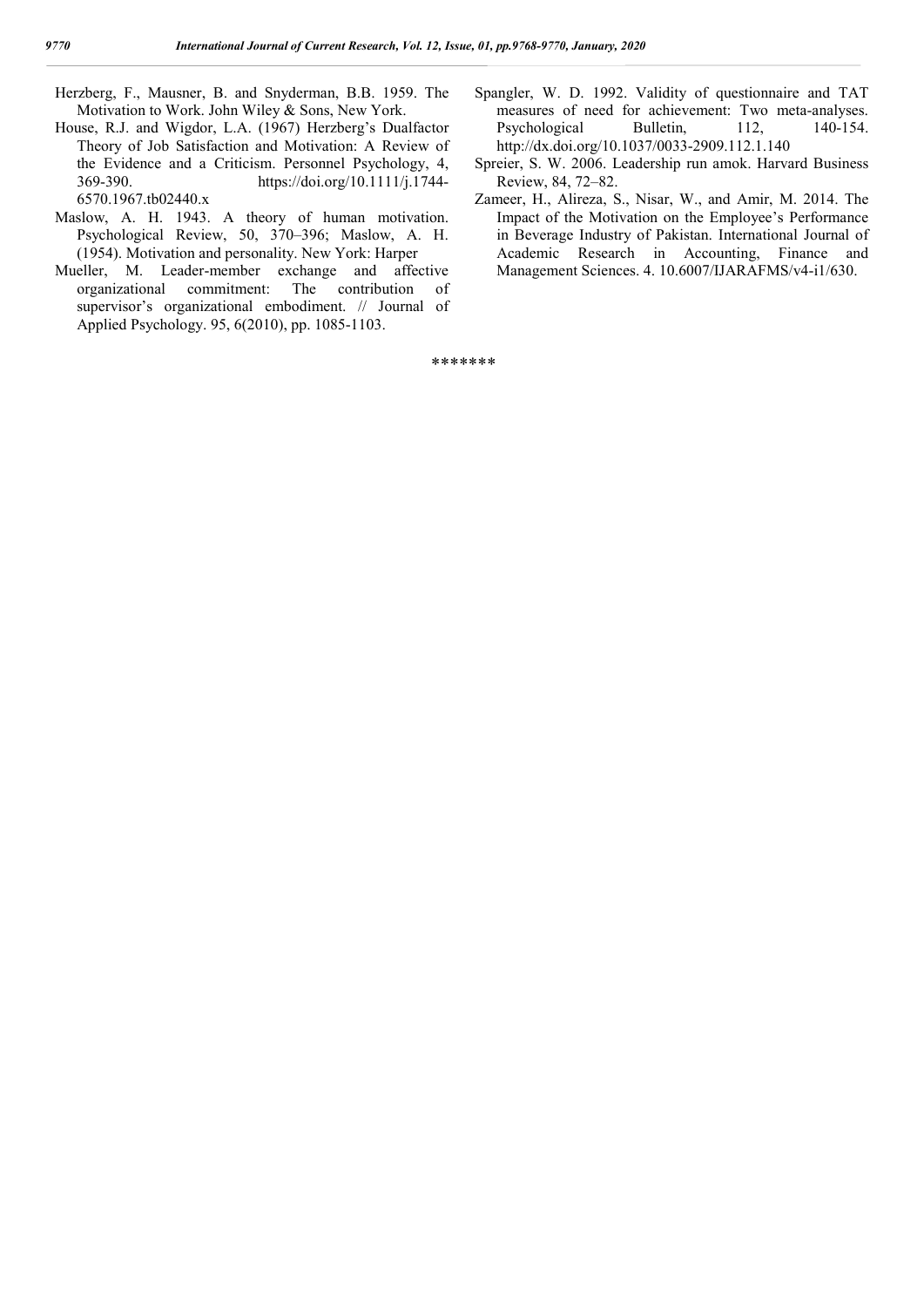Herzberg, F., Mausner, B. and Snyderman, B.B. 1959. The Motivation to Work. John Wiley & Sons, New York.

House, R.J. and Wigdor, L.A. (1967) Herzberg's Dualfactor Theory of Job Satisfaction and Motivation: A Review of the Evidence and a Criticism. Personnel Psychology, 4, 369-390. https://doi.org/10.1111/j.1744-6570.1967.tb02440.x

Maslow, A. H. 1943. A theory of human motivation. Psychological Review, 50, 370–396; Maslow, A. H. (1954). Motivation and personality. New York: Harper

Mueller, M. Leader-member exchange and affective organizational commitment: The contribution of supervisor's organizational embodiment. // Journal of Applied Psychology. 95, 6(2010), pp. 1085-1103.

Spangler, W. D. 1992. Validity of questionnaire and TAT measures of need for achievement: Two meta-analyses. Psychological Bulletin, 112, 140-154. http://dx.doi.org/10.1037/0033-2909.112.1.140

Spreier, S. W. 2006. Leadership run amok. Harvard Business Review, 84, 72–82.

Zameer, H., Alireza, S., Nisar, W., and Amir, M. 2014. The Impact of the Motivation on the Employee's Performance in Beverage Industry of Pakistan. International Journal of Academic Research in Accounting, Finance and Management Sciences. 4. 10.6007/IJARAFMS/v4-i1/630.

*******